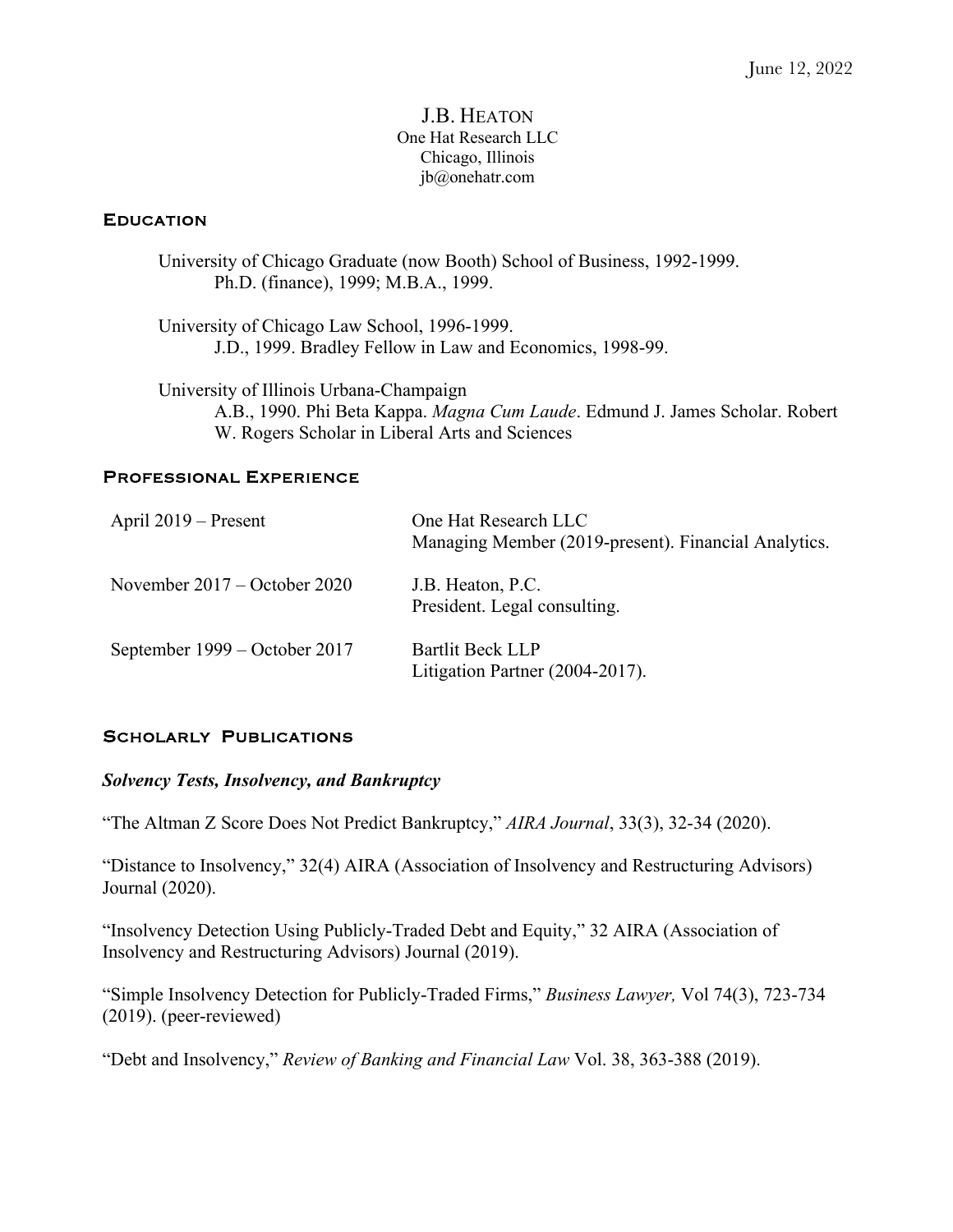June 12, 2022

# J.B. Heaton

One Hat Research LLC
Chicago, Illinois
jb@onehatr.com

## Education

University of Chicago Graduate (now Booth) School of Business, 1992-1999.
Ph.D. (finance), 1999; M.B.A., 1999.

University of Chicago Law School, 1996-1999.
J.D., 1999. Bradley Fellow in Law and Economics, 1998-99.

University of Illinois Urbana-Champaign
A.B., 1990. Phi Beta Kappa. *Magna Cum Laude*. Edmund J. James Scholar. Robert W. Rogers Scholar in Liberal Arts and Sciences

## Professional Experience

| | |
|---|---|
| April 2019 – Present | One Hat Research LLC<br>Managing Member (2019-present). Financial Analytics. |
| November 2017 – October 2020 | J.B. Heaton, P.C.<br>President. Legal consulting. |
| September 1999 – October 2017 | Bartlit Beck LLP<br>Litigation Partner (2004-2017). |

## Scholarly Publications

### *Solvency Tests, Insolvency, and Bankruptcy*

"The Altman Z Score Does Not Predict Bankruptcy," *AIRA Journal*, 33(3), 32-34 (2020).

"Distance to Insolvency," 32(4) AIRA (Association of Insolvency and Restructuring Advisors) Journal (2020).

"Insolvency Detection Using Publicly-Traded Debt and Equity," 32 AIRA (Association of Insolvency and Restructuring Advisors) Journal (2019).

"Simple Insolvency Detection for Publicly-Traded Firms," *Business Lawyer,* Vol 74(3), 723-734 (2019). (peer-reviewed)

"Debt and Insolvency," *Review of Banking and Financial Law* Vol. 38, 363-388 (2019).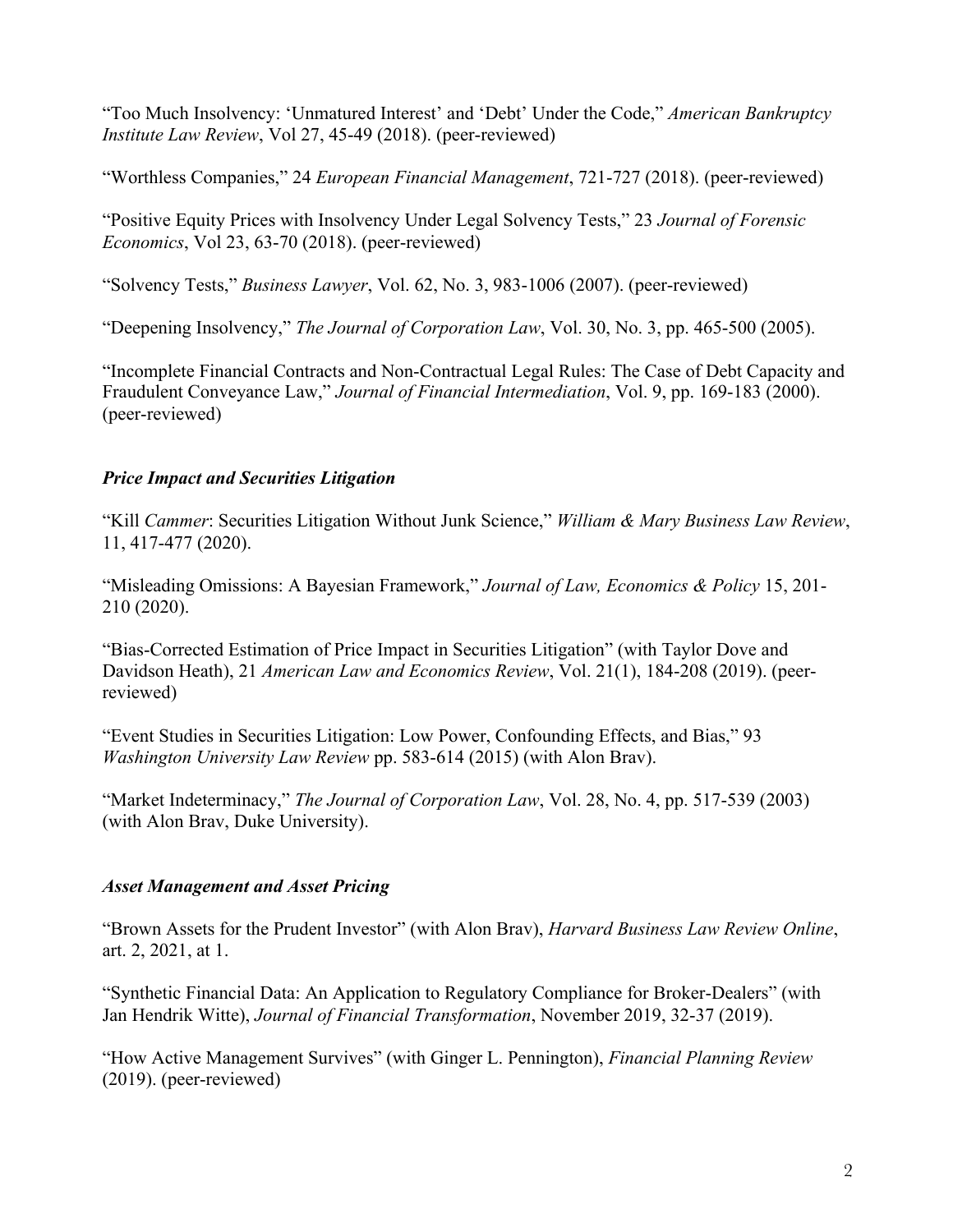"Too Much Insolvency: 'Unmatured Interest' and 'Debt' Under the Code," *American Bankruptcy Institute Law Review*, Vol 27, 45-49 (2018). (peer-reviewed)

"Worthless Companies," 24 *European Financial Management*, 721-727 (2018). (peer-reviewed)

"Positive Equity Prices with Insolvency Under Legal Solvency Tests," 23 *Journal of Forensic Economics*, Vol 23, 63-70 (2018). (peer-reviewed)

"Solvency Tests," *Business Lawyer*, Vol. 62, No. 3, 983-1006 (2007). (peer-reviewed)

"Deepening Insolvency," *The Journal of Corporation Law*, Vol. 30, No. 3, pp. 465-500 (2005).

"Incomplete Financial Contracts and Non-Contractual Legal Rules: The Case of Debt Capacity and Fraudulent Conveyance Law," *Journal of Financial Intermediation*, Vol. 9, pp. 169-183 (2000). (peer-reviewed)

### *Price Impact and Securities Litigation*

"Kill *Cammer*: Securities Litigation Without Junk Science," *William & Mary Business Law Review*, 11, 417-477 (2020).

"Misleading Omissions: A Bayesian Framework," *Journal of Law, Economics & Policy* 15, 201-210 (2020).

"Bias-Corrected Estimation of Price Impact in Securities Litigation" (with Taylor Dove and Davidson Heath), 21 *American Law and Economics Review*, Vol. 21(1), 184-208 (2019). (peer-reviewed)

"Event Studies in Securities Litigation: Low Power, Confounding Effects, and Bias," 93 *Washington University Law Review* pp. 583-614 (2015) (with Alon Brav).

"Market Indeterminacy," *The Journal of Corporation Law*, Vol. 28, No. 4, pp. 517-539 (2003) (with Alon Brav, Duke University).

### *Asset Management and Asset Pricing*

"Brown Assets for the Prudent Investor" (with Alon Brav), *Harvard Business Law Review Online*, art. 2, 2021, at 1.

"Synthetic Financial Data: An Application to Regulatory Compliance for Broker-Dealers" (with Jan Hendrik Witte), *Journal of Financial Transformation*, November 2019, 32-37 (2019).

"How Active Management Survives" (with Ginger L. Pennington), *Financial Planning Review* (2019). (peer-reviewed)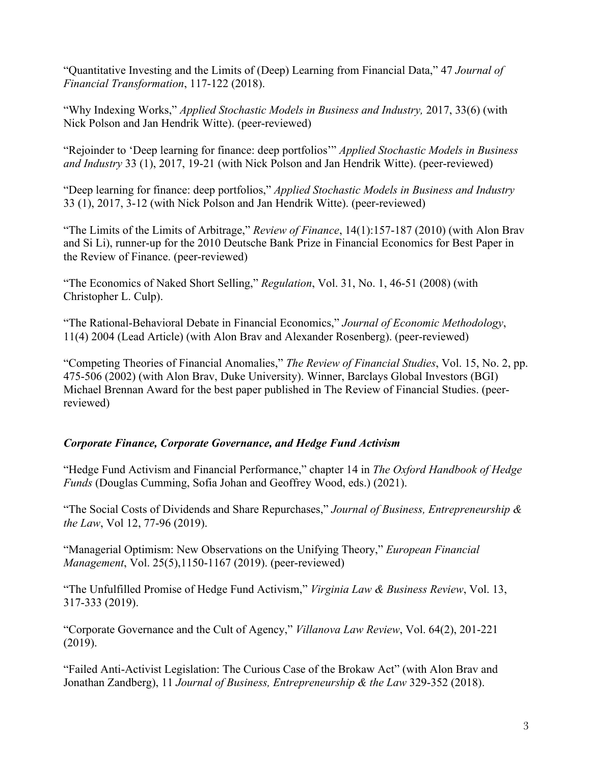"Quantitative Investing and the Limits of (Deep) Learning from Financial Data," 47 *Journal of Financial Transformation*, 117-122 (2018).

"Why Indexing Works," *Applied Stochastic Models in Business and Industry,* 2017, 33(6) (with Nick Polson and Jan Hendrik Witte). (peer-reviewed)

"Rejoinder to 'Deep learning for finance: deep portfolios'" *Applied Stochastic Models in Business and Industry* 33 (1), 2017, 19-21 (with Nick Polson and Jan Hendrik Witte). (peer-reviewed)

"Deep learning for finance: deep portfolios," *Applied Stochastic Models in Business and Industry* 33 (1), 2017, 3-12 (with Nick Polson and Jan Hendrik Witte). (peer-reviewed)

"The Limits of the Limits of Arbitrage," *Review of Finance*, 14(1):157-187 (2010) (with Alon Brav and Si Li), runner-up for the 2010 Deutsche Bank Prize in Financial Economics for Best Paper in the Review of Finance. (peer-reviewed)

"The Economics of Naked Short Selling," *Regulation*, Vol. 31, No. 1, 46-51 (2008) (with Christopher L. Culp).

"The Rational-Behavioral Debate in Financial Economics," *Journal of Economic Methodology*, 11(4) 2004 (Lead Article) (with Alon Brav and Alexander Rosenberg). (peer-reviewed)

"Competing Theories of Financial Anomalies," *The Review of Financial Studies*, Vol. 15, No. 2, pp. 475-506 (2002) (with Alon Brav, Duke University). Winner, Barclays Global Investors (BGI) Michael Brennan Award for the best paper published in The Review of Financial Studies. (peer-reviewed)

***Corporate Finance, Corporate Governance, and Hedge Fund Activism***

"Hedge Fund Activism and Financial Performance," chapter 14 in *The Oxford Handbook of Hedge Funds* (Douglas Cumming, Sofia Johan and Geoffrey Wood, eds.) (2021).

"The Social Costs of Dividends and Share Repurchases," *Journal of Business, Entrepreneurship & the Law*, Vol 12, 77-96 (2019).

"Managerial Optimism: New Observations on the Unifying Theory," *European Financial Management*, Vol. 25(5),1150-1167 (2019). (peer-reviewed)

"The Unfulfilled Promise of Hedge Fund Activism," *Virginia Law & Business Review*, Vol. 13, 317-333 (2019).

"Corporate Governance and the Cult of Agency," *Villanova Law Review*, Vol. 64(2), 201-221 (2019).

"Failed Anti-Activist Legislation: The Curious Case of the Brokaw Act" (with Alon Brav and Jonathan Zandberg), 11 *Journal of Business, Entrepreneurship & the Law* 329-352 (2018).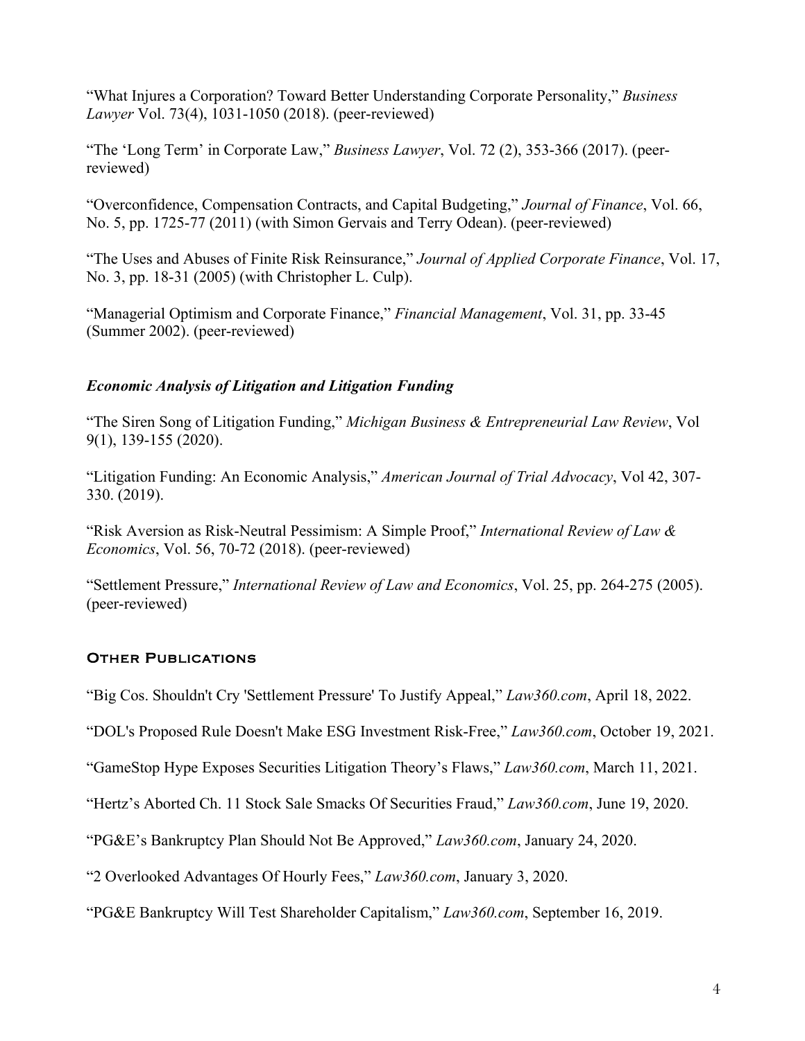"What Injures a Corporation? Toward Better Understanding Corporate Personality," *Business Lawyer* Vol. 73(4), 1031-1050 (2018). (peer-reviewed)

"The 'Long Term' in Corporate Law," *Business Lawyer*, Vol. 72 (2), 353-366 (2017). (peer-reviewed)

"Overconfidence, Compensation Contracts, and Capital Budgeting," *Journal of Finance*, Vol. 66, No. 5, pp. 1725-77 (2011) (with Simon Gervais and Terry Odean). (peer-reviewed)

"The Uses and Abuses of Finite Risk Reinsurance," *Journal of Applied Corporate Finance*, Vol. 17, No. 3, pp. 18-31 (2005) (with Christopher L. Culp).

"Managerial Optimism and Corporate Finance," *Financial Management*, Vol. 31, pp. 33-45 (Summer 2002). (peer-reviewed)

### *Economic Analysis of Litigation and Litigation Funding*

"The Siren Song of Litigation Funding," *Michigan Business & Entrepreneurial Law Review*, Vol 9(1), 139-155 (2020).

"Litigation Funding: An Economic Analysis," *American Journal of Trial Advocacy*, Vol 42, 307-330. (2019).

"Risk Aversion as Risk-Neutral Pessimism: A Simple Proof," *International Review of Law & Economics*, Vol. 56, 70-72 (2018). (peer-reviewed)

"Settlement Pressure," *International Review of Law and Economics*, Vol. 25, pp. 264-275 (2005). (peer-reviewed)

## Other Publications

"Big Cos. Shouldn't Cry 'Settlement Pressure' To Justify Appeal," *Law360.com*, April 18, 2022.

"DOL's Proposed Rule Doesn't Make ESG Investment Risk-Free," *Law360.com*, October 19, 2021.

"GameStop Hype Exposes Securities Litigation Theory's Flaws," *Law360.com*, March 11, 2021.

"Hertz's Aborted Ch. 11 Stock Sale Smacks Of Securities Fraud," *Law360.com*, June 19, 2020.

"PG&E's Bankruptcy Plan Should Not Be Approved," *Law360.com*, January 24, 2020.

"2 Overlooked Advantages Of Hourly Fees," *Law360.com*, January 3, 2020.

"PG&E Bankruptcy Will Test Shareholder Capitalism," *Law360.com*, September 16, 2019.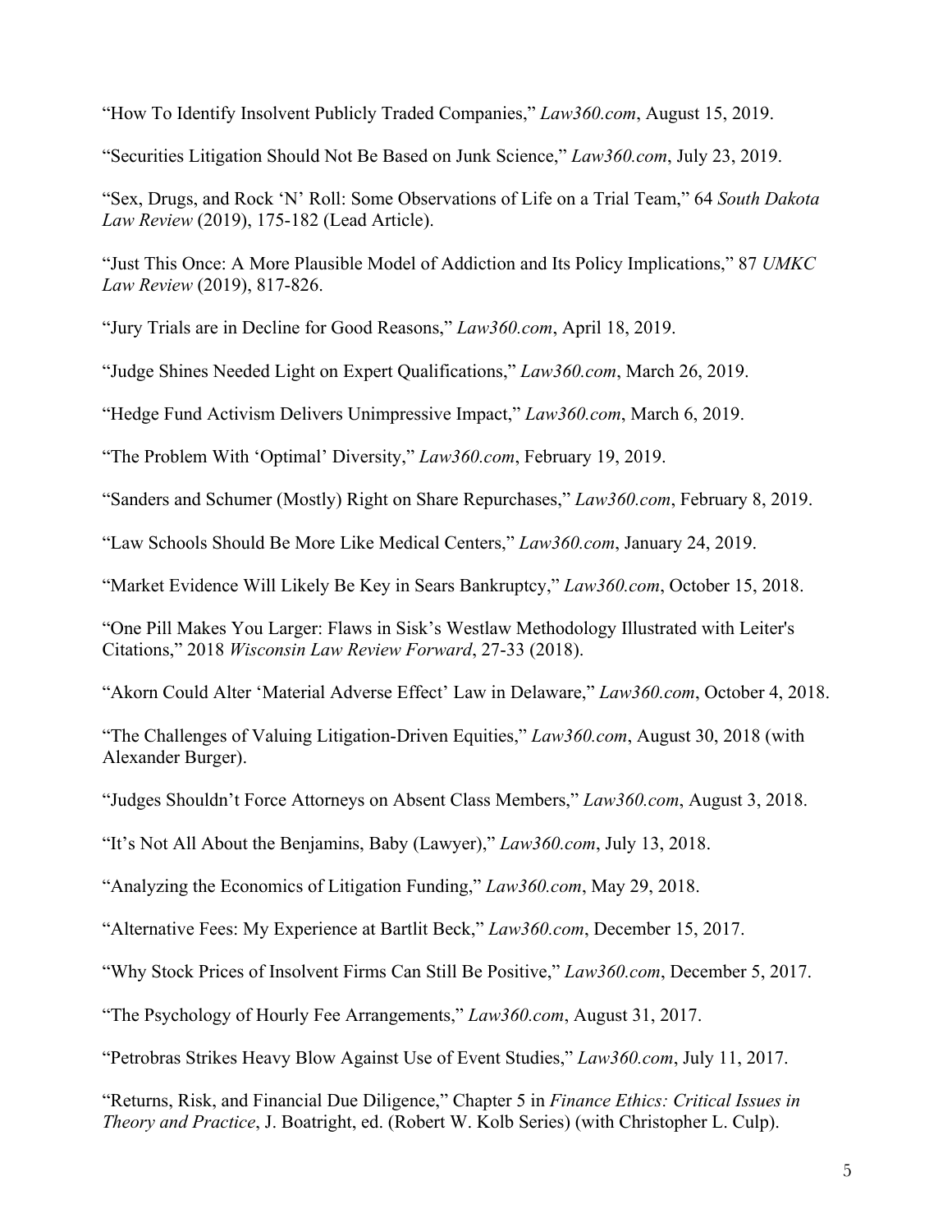“How To Identify Insolvent Publicly Traded Companies,” *Law360.com*, August 15, 2019.

“Securities Litigation Should Not Be Based on Junk Science,” *Law360.com*, July 23, 2019.

“Sex, Drugs, and Rock ‘N’ Roll: Some Observations of Life on a Trial Team,” 64 *South Dakota Law Review* (2019), 175-182 (Lead Article).

“Just This Once: A More Plausible Model of Addiction and Its Policy Implications,” 87 *UMKC Law Review* (2019), 817-826.

“Jury Trials are in Decline for Good Reasons,” *Law360.com*, April 18, 2019.

“Judge Shines Needed Light on Expert Qualifications,” *Law360.com*, March 26, 2019.

“Hedge Fund Activism Delivers Unimpressive Impact,” *Law360.com*, March 6, 2019.

“The Problem With ‘Optimal’ Diversity,” *Law360.com*, February 19, 2019.

“Sanders and Schumer (Mostly) Right on Share Repurchases,” *Law360.com*, February 8, 2019.

“Law Schools Should Be More Like Medical Centers,” *Law360.com*, January 24, 2019.

“Market Evidence Will Likely Be Key in Sears Bankruptcy,” *Law360.com*, October 15, 2018.

“One Pill Makes You Larger: Flaws in Sisk’s Westlaw Methodology Illustrated with Leiter's Citations,” 2018 *Wisconsin Law Review Forward*, 27-33 (2018).

“Akorn Could Alter ‘Material Adverse Effect’ Law in Delaware,” *Law360.com*, October 4, 2018.

“The Challenges of Valuing Litigation-Driven Equities,” *Law360.com*, August 30, 2018 (with Alexander Burger).

“Judges Shouldn’t Force Attorneys on Absent Class Members,” *Law360.com*, August 3, 2018.

“It’s Not All About the Benjamins, Baby (Lawyer),” *Law360.com*, July 13, 2018.

“Analyzing the Economics of Litigation Funding,” *Law360.com*, May 29, 2018.

“Alternative Fees: My Experience at Bartlit Beck,” *Law360.com*, December 15, 2017.

“Why Stock Prices of Insolvent Firms Can Still Be Positive,” *Law360.com*, December 5, 2017.

“The Psychology of Hourly Fee Arrangements,” *Law360.com*, August 31, 2017.

“Petrobras Strikes Heavy Blow Against Use of Event Studies,” *Law360.com*, July 11, 2017.

“Returns, Risk, and Financial Due Diligence,” Chapter 5 in *Finance Ethics: Critical Issues in Theory and Practice*, J. Boatright, ed. (Robert W. Kolb Series) (with Christopher L. Culp).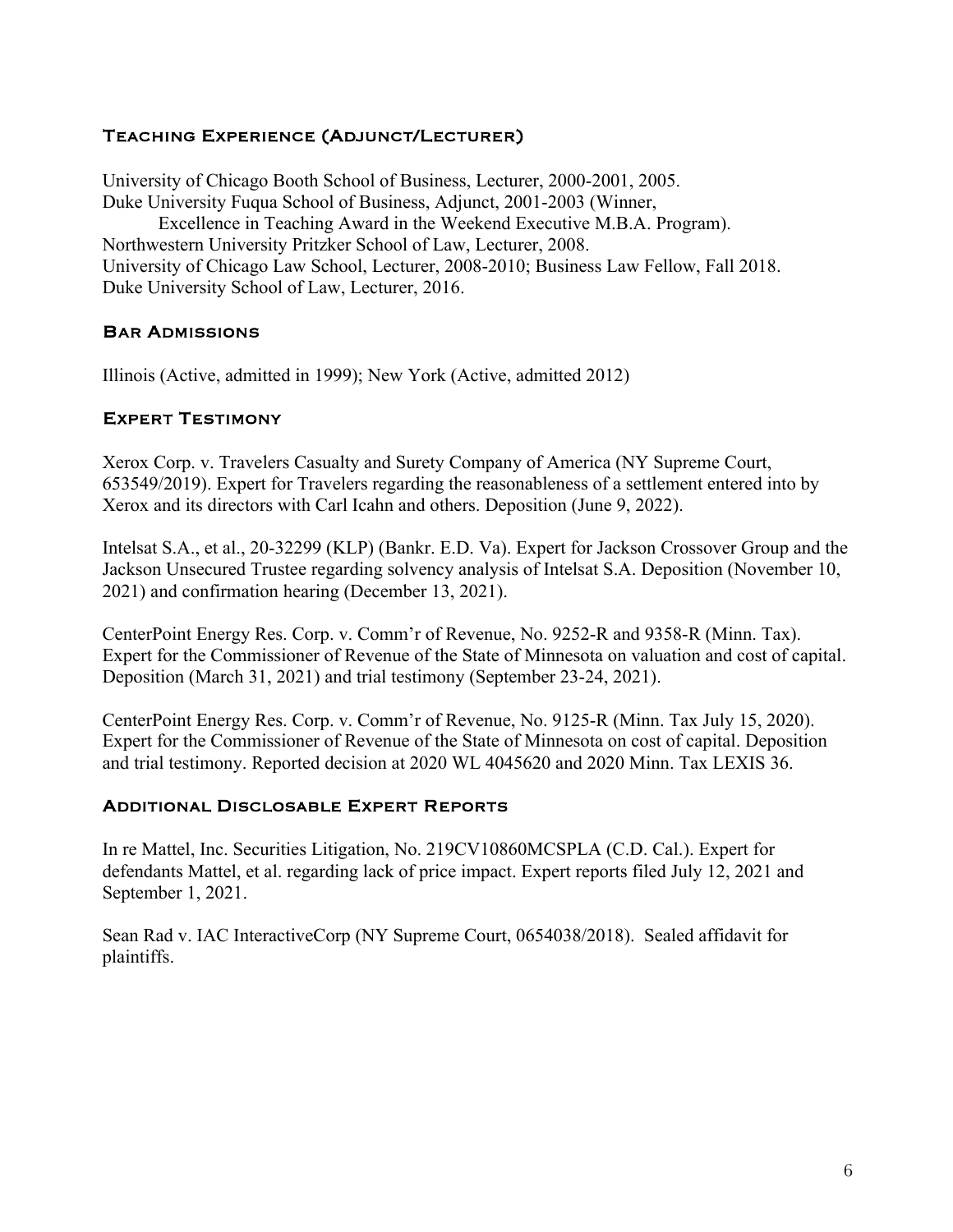## Teaching Experience (Adjunct/Lecturer)

University of Chicago Booth School of Business, Lecturer, 2000-2001, 2005.
Duke University Fuqua School of Business, Adjunct, 2001-2003 (Winner, Excellence in Teaching Award in the Weekend Executive M.B.A. Program).
Northwestern University Pritzker School of Law, Lecturer, 2008.
University of Chicago Law School, Lecturer, 2008-2010; Business Law Fellow, Fall 2018.
Duke University School of Law, Lecturer, 2016.

## Bar Admissions

Illinois (Active, admitted in 1999); New York (Active, admitted 2012)

## Expert Testimony

Xerox Corp. v. Travelers Casualty and Surety Company of America (NY Supreme Court, 653549/2019). Expert for Travelers regarding the reasonableness of a settlement entered into by Xerox and its directors with Carl Icahn and others. Deposition (June 9, 2022).

Intelsat S.A., et al., 20-32299 (KLP) (Bankr. E.D. Va). Expert for Jackson Crossover Group and the Jackson Unsecured Trustee regarding solvency analysis of Intelsat S.A. Deposition (November 10, 2021) and confirmation hearing (December 13, 2021).

CenterPoint Energy Res. Corp. v. Comm'r of Revenue, No. 9252-R and 9358-R (Minn. Tax). Expert for the Commissioner of Revenue of the State of Minnesota on valuation and cost of capital. Deposition (March 31, 2021) and trial testimony (September 23-24, 2021).

CenterPoint Energy Res. Corp. v. Comm'r of Revenue, No. 9125-R (Minn. Tax July 15, 2020). Expert for the Commissioner of Revenue of the State of Minnesota on cost of capital. Deposition and trial testimony. Reported decision at 2020 WL 4045620 and 2020 Minn. Tax LEXIS 36.

## Additional Disclosable Expert Reports

In re Mattel, Inc. Securities Litigation, No. 219CV10860MCSPLA (C.D. Cal.). Expert for defendants Mattel, et al. regarding lack of price impact. Expert reports filed July 12, 2021 and September 1, 2021.

Sean Rad v. IAC InteractiveCorp (NY Supreme Court, 0654038/2018). Sealed affidavit for plaintiffs.